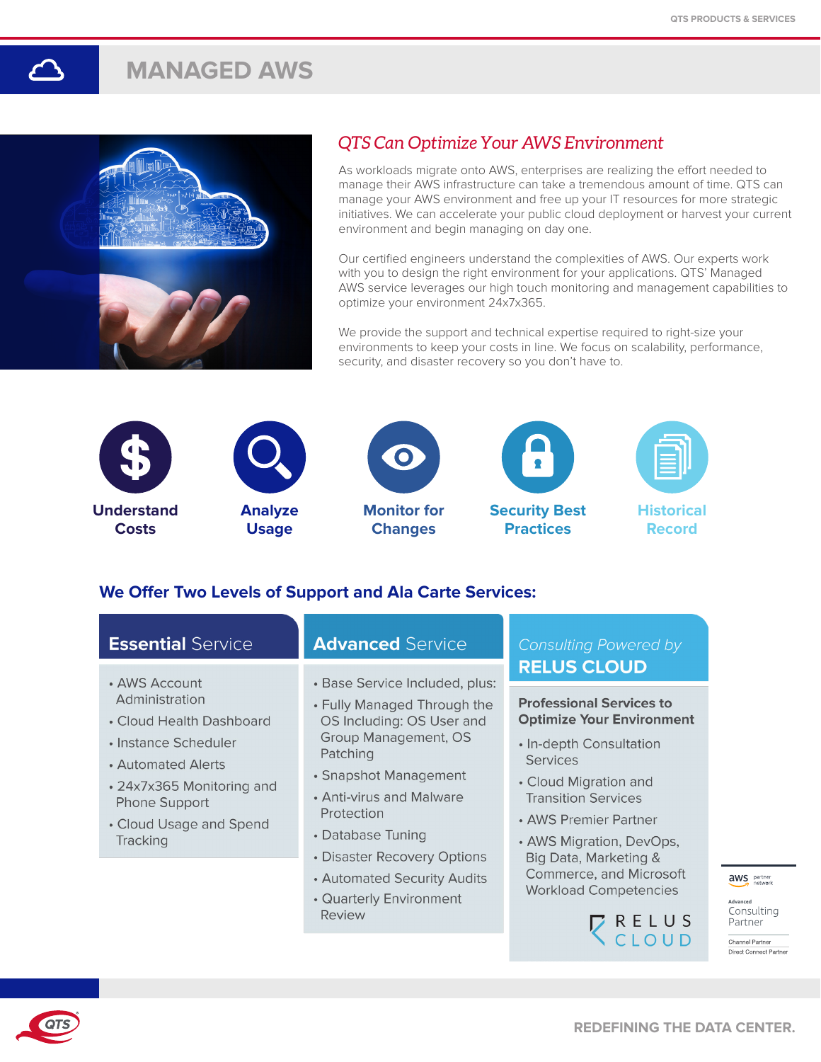# MANAGED AWS

## QTS Can Optimize Your AWS Environment

As workloads migrate onto AWS, enterprises are realizing the effort needed to manage their AWS infrastructure can take a tremendous amount of time. QTS can manage your AWS environment and free up your IT resources for more strategic initiatives. We can accelerate your public cloud deployment or harvest your current environment and begin managing on day one.

Our certified engineers understand the complexities of AWS. Our experts work with you to design the right environment for your applications. QTS' Managed AWS service leverages our high touch monitoring and management capabilities to optimize your environment 24x7x365.

We provide the support and technical expertise required to right-size your environments to keep your costs in line. We focus on scalability, performance, security, and disaster recovery so you don't have to.

- **Understand Costs**
- **Analyze Usage**
- **Monitor for Changes**
- **Security Best Practices**
- **Historical Record**

## We Offer Two Levels of Support and Ala Carte Services:

### Essential Service

- AWS Account Administration
- Cloud Health Dashboard
- Instance Scheduler
- Automated Alerts
- 24x7x365 Monitoring and Phone Support
- Cloud Usage and Spend Tracking

### Advanced Service

- Base Service Included, plus:
- Fully Managed Through the OS Including: OS User and Group Management, OS Patching
- Snapshot Management
- Anti-virus and Malware Protection
- Database Tuning
- Disaster Recovery Options
- Automated Security Audits
- Quarterly Environment Review

### *Consulting Powered by* RELUS CLOUD

**Professional Services to Optimize Your Environment**

- In-depth Consultation Services
- Cloud Migration and Transition Services
- AWS Premier Partner
- AWS Migration, DevOps, Big Data, Marketing & Commerce, and Microsoft Workload Competencies

RELUS CLOUD

aws partner network
Advanced Consulting Partner
Channel Partner
Direct Connect Partner

REDEFINING THE DATA CENTER.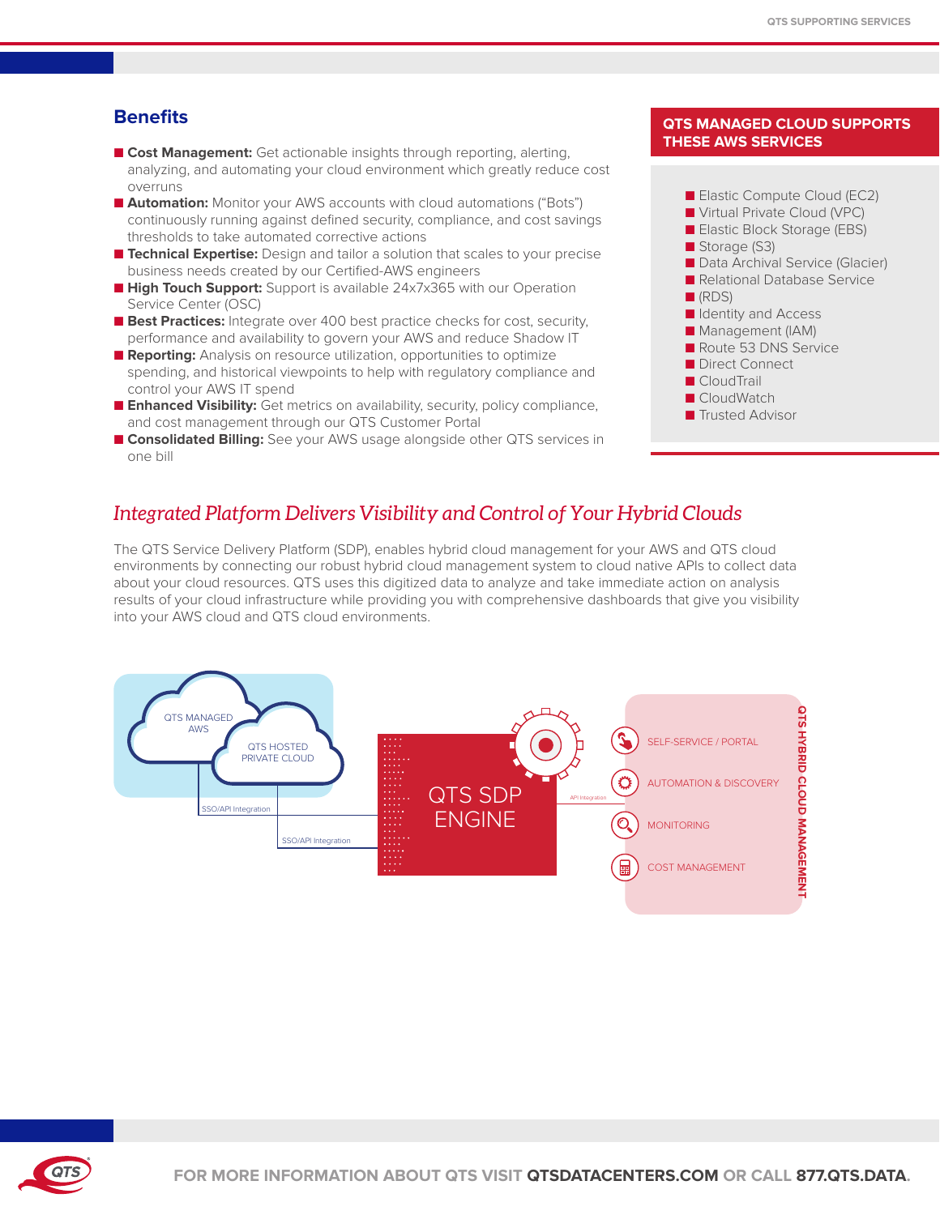## Benefits

- **Cost Management:** Get actionable insights through reporting, alerting, analyzing, and automating your cloud environment which greatly reduce cost overruns
- **Automation:** Monitor your AWS accounts with cloud automations ("Bots") continuously running against defined security, compliance, and cost savings thresholds to take automated corrective actions
- **Technical Expertise:** Design and tailor a solution that scales to your precise business needs created by our Certified-AWS engineers
- **High Touch Support:** Support is available 24x7x365 with our Operation Service Center (OSC)
- **Best Practices:** Integrate over 400 best practice checks for cost, security, performance and availability to govern your AWS and reduce Shadow IT
- **Reporting:** Analysis on resource utilization, opportunities to optimize spending, and historical viewpoints to help with regulatory compliance and control your AWS IT spend
- **Enhanced Visibility:** Get metrics on availability, security, policy compliance, and cost management through our QTS Customer Portal
- **Consolidated Billing:** See your AWS usage alongside other QTS services in one bill

### QTS MANAGED CLOUD SUPPORTS THESE AWS SERVICES

- Elastic Compute Cloud (EC2)
- Virtual Private Cloud (VPC)
- Elastic Block Storage (EBS)
- Storage (S3)
- Data Archival Service (Glacier)
- Relational Database Service
- (RDS)
- Identity and Access
- Management (IAM)
- Route 53 DNS Service
- Direct Connect
- CloudTrail
- CloudWatch
- Trusted Advisor

## *Integrated Platform Delivers Visibility and Control of Your Hybrid Clouds*

The QTS Service Delivery Platform (SDP), enables hybrid cloud management for your AWS and QTS cloud environments by connecting our robust hybrid cloud management system to cloud native APIs to collect data about your cloud resources. QTS uses this digitized data to analyze and take immediate action on analysis results of your cloud infrastructure while providing you with comprehensive dashboards that give you visibility into your AWS cloud and QTS cloud environments.

QTS MANAGED AWS
QTS HOSTED PRIVATE CLOUD
SSO/API Integration
SSO/API Integration
QTS SDP ENGINE
API Integration
SELF-SERVICE / PORTAL
AUTOMATION & DISCOVERY
MONITORING
COST MANAGEMENT
QTS HYBRID CLOUD MANAGEMENT

FOR MORE INFORMATION ABOUT QTS VISIT **QTSDATACENTERS.COM** OR CALL **877.QTS.DATA.**